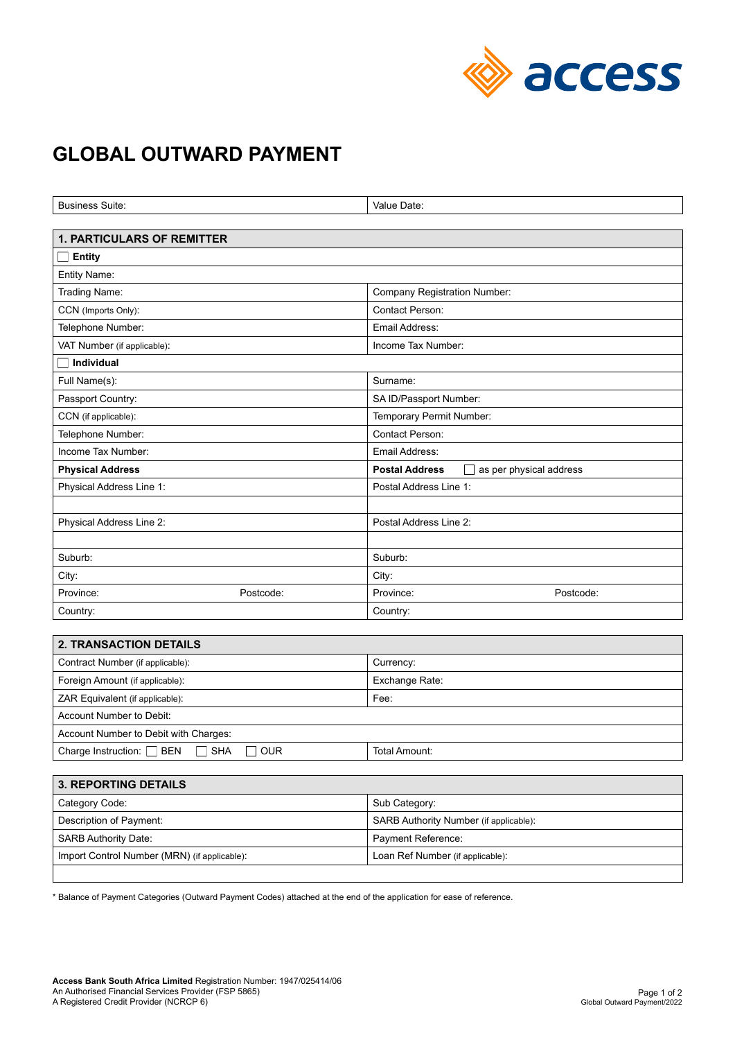# GLOBAL OUTWARD PAYMENT

| Business Suite: | Value Date: |
|---|---|

| 1. PARTICULARS OF REMITTER | |
|---|---|
| ☐ **Entity** | |
| Entity Name: | |
| Trading Name: | Company Registration Number: |
| CCN (Imports Only): | Contact Person: |
| Telephone Number: | Email Address: |
| VAT Number (if applicable): | Income Tax Number: |
| ☐ **Individual** | |
| Full Name(s): | Surname: |
| Passport Country: | SA ID/Passport Number: |
| CCN (if applicable): | Temporary Permit Number: |
| Telephone Number: | Contact Person: |
| Income Tax Number: | Email Address: |
| **Physical Address** | **Postal Address** ☐ as per physical address |
| Physical Address Line 1: | Postal Address Line 1: |
| | |
| Physical Address Line 2: | Postal Address Line 2: |
| | |
| Suburb: | Suburb: |
| City: | City: |
| Province: Postcode: | Province: Postcode: |
| Country: | Country: |

| 2. TRANSACTION DETAILS | |
|---|---|
| Contract Number (if applicable): | Currency: |
| Foreign Amount (if applicable): | Exchange Rate: |
| ZAR Equivalent (if applicable): | Fee: |
| Account Number to Debit: | |
| Account Number to Debit with Charges: | |
| Charge Instruction: ☐ BEN ☐ SHA ☐ OUR | Total Amount: |

| 3. REPORTING DETAILS | |
|---|---|
| Category Code: | Sub Category: |
| Description of Payment: | SARB Authority Number (if applicable): |
| SARB Authority Date: | Payment Reference: |
| Import Control Number (MRN) (if applicable): | Loan Ref Number (if applicable): |
| | |

* Balance of Payment Categories (Outward Payment Codes) attached at the end of the application for ease of reference.

**Access Bank South Africa Limited** Registration Number: 1947/025414/06
An Authorised Financial Services Provider (FSP 5865)
A Registered Credit Provider (NCRCP 6)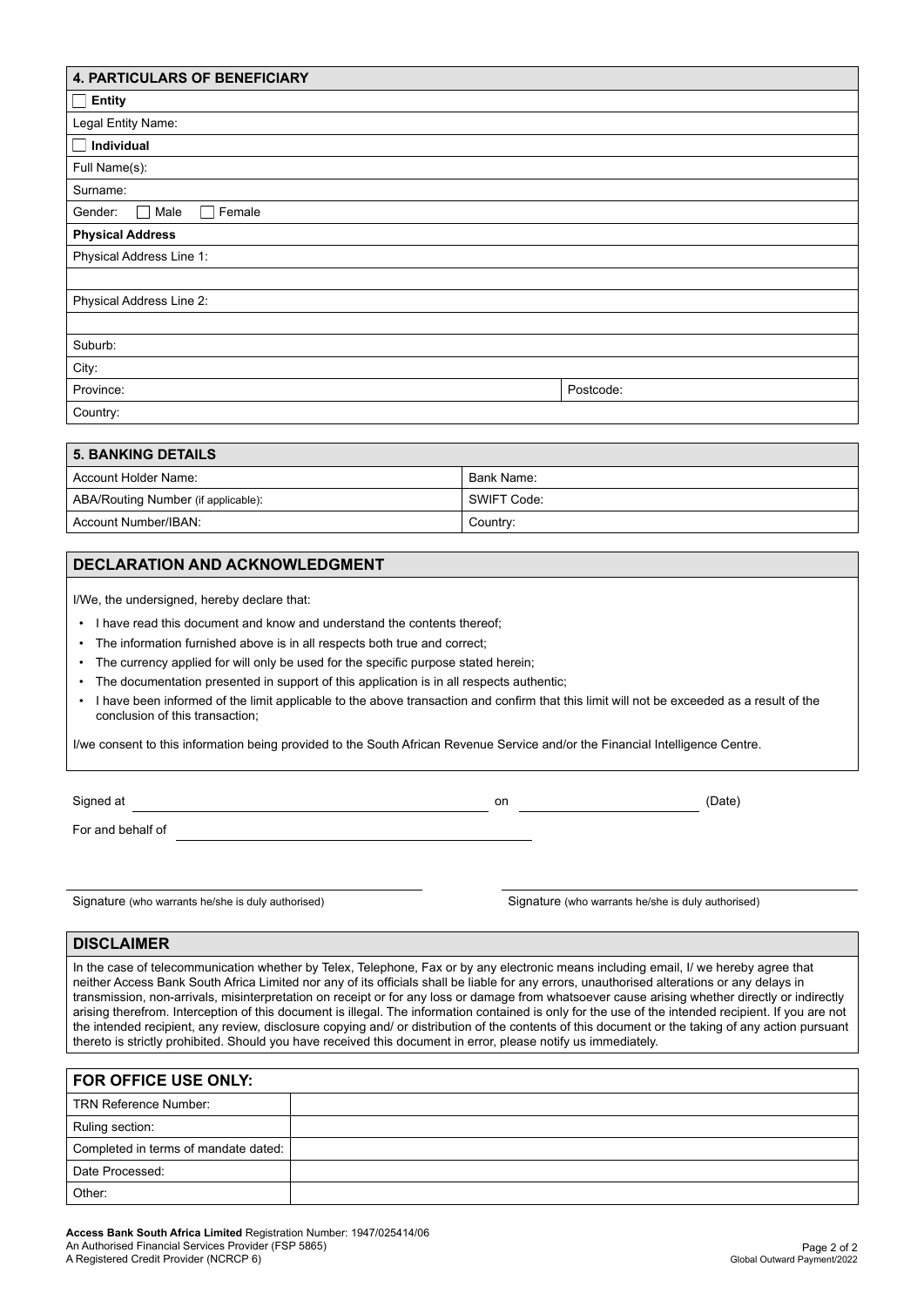## 4. PARTICULARS OF BENEFICIARY

☐ **Entity**

Legal Entity Name:

☐ **Individual**

Full Name(s):

Surname:

Gender: ☐ Male ☐ Female

**Physical Address**

Physical Address Line 1:

Physical Address Line 2:

Suburb:

City:

Province: Postcode:

Country:

## 5. BANKING DETAILS

| | |
|---|---|
| Account Holder Name: | Bank Name: |
| ABA/Routing Number (if applicable): | SWIFT Code: |
| Account Number/IBAN: | Country: |

## DECLARATION AND ACKNOWLEDGMENT

I/We, the undersigned, hereby declare that:

- I have read this document and know and understand the contents thereof;
- The information furnished above is in all respects both true and correct;
- The currency applied for will only be used for the specific purpose stated herein;
- The documentation presented in support of this application is in all respects authentic;
- I have been informed of the limit applicable to the above transaction and confirm that this limit will not be exceeded as a result of the conclusion of this transaction;

I/we consent to this information being provided to the South African Revenue Service and/or the Financial Intelligence Centre.

Signed at ______________________ on ______________ (Date)

For and behalf of ______________________

______________________ Signature (who warrants he/she is duly authorised)

______________________ Signature (who warrants he/she is duly authorised)

## DISCLAIMER

In the case of telecommunication whether by Telex, Telephone, Fax or by any electronic means including email, I/ we hereby agree that neither Access Bank South Africa Limited nor any of its officials shall be liable for any errors, unauthorised alterations or any delays in transmission, non-arrivals, misinterpretation on receipt or for any loss or damage from whatsoever cause arising whether directly or indirectly arising therefrom. Interception of this document is illegal. The information contained is only for the use of the intended recipient. If you are not the intended recipient, any review, disclosure copying and/ or distribution of the contents of this document or the taking of any action pursuant thereto is strictly prohibited. Should you have received this document in error, please notify us immediately.

## FOR OFFICE USE ONLY:

| | |
|---|---|
| TRN Reference Number: | |
| Ruling section: | |
| Completed in terms of mandate dated: | |
| Date Processed: | |
| Other: | |

**Access Bank South Africa Limited** Registration Number: 1947/025414/06
An Authorised Financial Services Provider (FSP 5865)
A Registered Credit Provider (NCRCP 6)

Global Outward Payment/2022